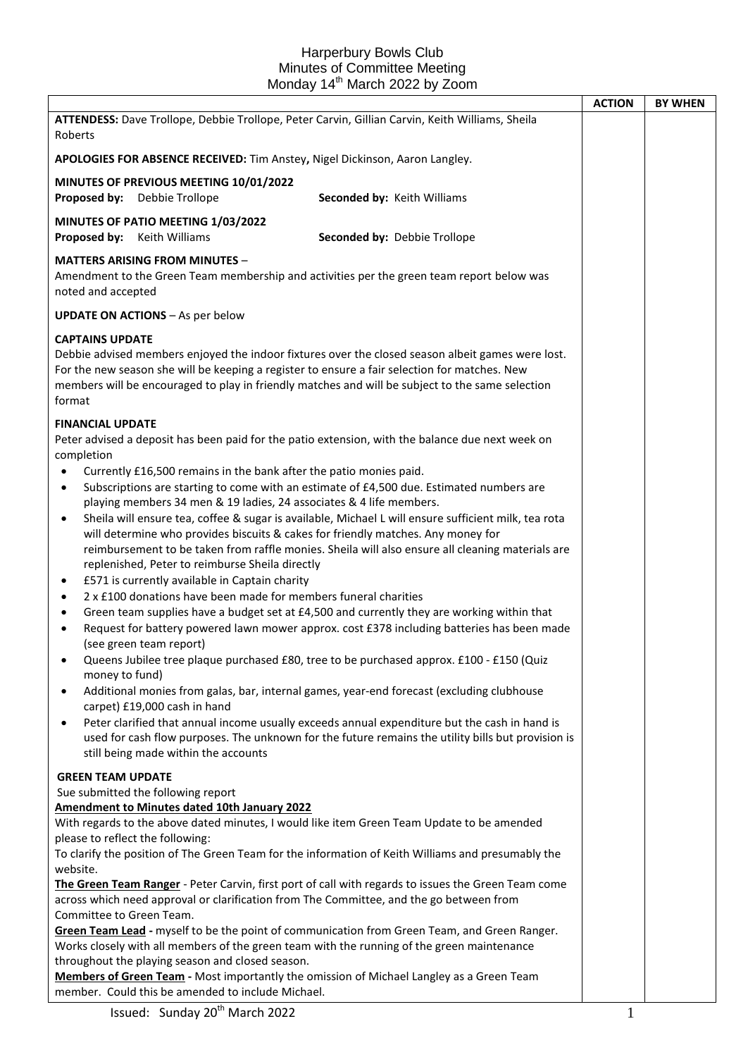# Harperbury Bowls Club
## Minutes of Committee Meeting
### Monday 14th March 2022 by Zoom

| | ACTION | BY WHEN |
|---|---|---|
| **ATTENDESS:** Dave Trollope, Debbie Trollope, Peter Carvin, Gillian Carvin, Keith Williams, Sheila Roberts | | |
| **APOLOGIES FOR ABSENCE RECEIVED:** Tim Anstey**,** Nigel Dickinson, Aaron Langley. | | |
| **MINUTES OF PREVIOUS MEETING 10/01/2022**<br>**Proposed by:** Debbie Trollope **Seconded by:** Keith Williams | | |
| **MINUTES OF PATIO MEETING 1/03/2022**<br>**Proposed by:** Keith Williams **Seconded by:** Debbie Trollope | | |
| **MATTERS ARISING FROM MINUTES** –<br>Amendment to the Green Team membership and activities per the green team report below was noted and accepted | | |
| **UPDATE ON ACTIONS** – As per below | | |
| **CAPTAINS UPDATE**<br>Debbie advised members enjoyed the indoor fixtures over the closed season albeit games were lost. For the new season she will be keeping a register to ensure a fair selection for matches. New members will be encouraged to play in friendly matches and will be subject to the same selection format | | |
| **FINANCIAL UPDATE**<br>Peter advised a deposit has been paid for the patio extension, with the balance due next week on completion<br>• Currently £16,500 remains in the bank after the patio monies paid.<br>• Subscriptions are starting to come with an estimate of £4,500 due. Estimated numbers are playing members 34 men & 19 ladies, 24 associates & 4 life members.<br>• Sheila will ensure tea, coffee & sugar is available, Michael L will ensure sufficient milk, tea rota will determine who provides biscuits & cakes for friendly matches. Any money for reimbursement to be taken from raffle monies. Sheila will also ensure all cleaning materials are replenished, Peter to reimburse Sheila directly<br>• £571 is currently available in Captain charity<br>• 2 x £100 donations have been made for members funeral charities<br>• Green team supplies have a budget set at £4,500 and currently they are working within that<br>• Request for battery powered lawn mower approx. cost £378 including batteries has been made (see green team report)<br>• Queens Jubilee tree plaque purchased £80, tree to be purchased approx. £100 - £150 (Quiz money to fund)<br>• Additional monies from galas, bar, internal games, year-end forecast (excluding clubhouse carpet) £19,000 cash in hand<br>• Peter clarified that annual income usually exceeds annual expenditure but the cash in hand is used for cash flow purposes. The unknown for the future remains the utility bills but provision is still being made within the accounts | | |
| **GREEN TEAM UPDATE**<br>Sue submitted the following report<br>**Amendment to Minutes dated 10th January 2022**<br>With regards to the above dated minutes, I would like item Green Team Update to be amended please to reflect the following:<br>To clarify the position of The Green Team for the information of Keith Williams and presumably the website.<br>**The Green Team Ranger** - Peter Carvin, first port of call with regards to issues the Green Team come across which need approval or clarification from The Committee, and the go between from Committee to Green Team.<br>**Green Team Lead -** myself to be the point of communication from Green Team, and Green Ranger. Works closely with all members of the green team with the running of the green maintenance throughout the playing season and closed season.<br>**Members of Green Team -** Most importantly the omission of Michael Langley as a Green Team member. Could this be amended to include Michael. | | |

Issued: Sunday 20th March 2022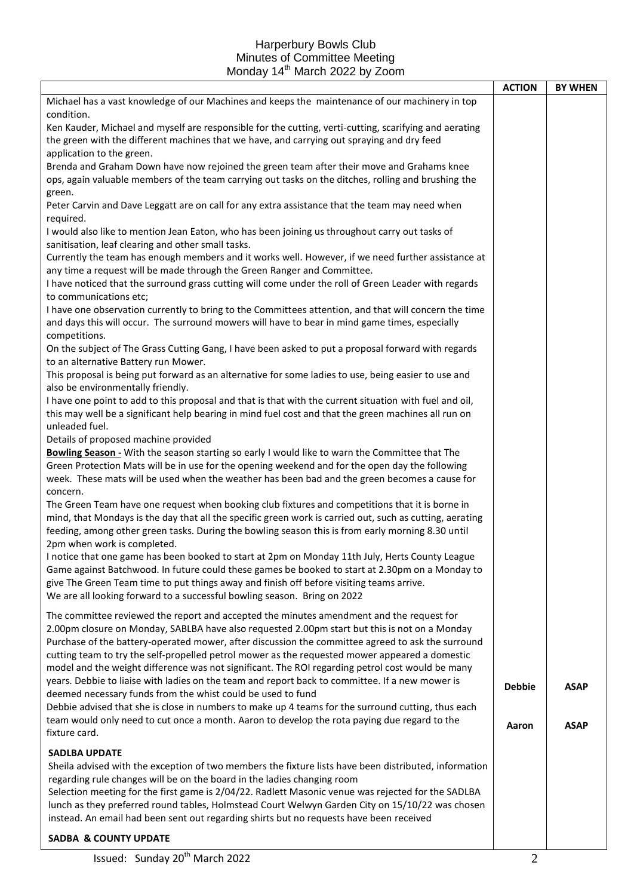# Harperbury Bowls Club
## Minutes of Committee Meeting
### Monday 14th March 2022 by Zoom

| | ACTION | BY WHEN |
|---|---|---|
| Michael has a vast knowledge of our Machines and keeps the maintenance of our machinery in top condition.<br>Ken Kauder, Michael and myself are responsible for the cutting, verti-cutting, scarifying and aerating the green with the different machines that we have, and carrying out spraying and dry feed application to the green.<br>Brenda and Graham Down have now rejoined the green team after their move and Grahams knee ops, again valuable members of the team carrying out tasks on the ditches, rolling and brushing the green.<br>Peter Carvin and Dave Leggatt are on call for any extra assistance that the team may need when required.<br>I would also like to mention Jean Eaton, who has been joining us throughout carry out tasks of sanitisation, leaf clearing and other small tasks.<br>Currently the team has enough members and it works well. However, if we need further assistance at any time a request will be made through the Green Ranger and Committee.<br>I have noticed that the surround grass cutting will come under the roll of Green Leader with regards to communications etc;<br>I have one observation currently to bring to the Committees attention, and that will concern the time and days this will occur. The surround mowers will have to bear in mind game times, especially competitions.<br>On the subject of The Grass Cutting Gang, I have been asked to put a proposal forward with regards to an alternative Battery run Mower.<br>This proposal is being put forward as an alternative for some ladies to use, being easier to use and also be environmentally friendly.<br>I have one point to add to this proposal and that is that with the current situation with fuel and oil, this may well be a significant help bearing in mind fuel cost and that the green machines all run on unleaded fuel.<br>Details of proposed machine provided<br>**Bowling Season -** With the season starting so early I would like to warn the Committee that The Green Protection Mats will be in use for the opening weekend and for the open day the following week. These mats will be used when the weather has been bad and the green becomes a cause for concern.<br>The Green Team have one request when booking club fixtures and competitions that it is borne in mind, that Mondays is the day that all the specific green work is carried out, such as cutting, aerating feeding, among other green tasks. During the bowling season this is from early morning 8.30 until 2pm when work is completed.<br>I notice that one game has been booked to start at 2pm on Monday 11th July, Herts County League Game against Batchwood. In future could these games be booked to start at 2.30pm on a Monday to give The Green Team time to put things away and finish off before visiting teams arrive.<br>We are all looking forward to a successful bowling season. Bring on 2022 | | |
| The committee reviewed the report and accepted the minutes amendment and the request for 2.00pm closure on Monday, SABLBA have also requested 2.00pm start but this is not on a Monday<br>Purchase of the battery-operated mower, after discussion the committee agreed to ask the surround cutting team to try the self-propelled petrol mower as the requested mower appeared a domestic model and the weight difference was not significant. The ROI regarding petrol cost would be many years. Debbie to liaise with ladies on the team and report back to committee. If a new mower is deemed necessary funds from the whist could be used to fund | **Debbie** | **ASAP** |
| Debbie advised that she is close in numbers to make up 4 teams for the surround cutting, thus each team would only need to cut once a month. Aaron to develop the rota paying due regard to the fixture card. | **Aaron** | **ASAP** |
| **SADLBA UPDATE**<br>Sheila advised with the exception of two members the fixture lists have been distributed, information regarding rule changes will be on the board in the ladies changing room<br>Selection meeting for the first game is 2/04/22. Radlett Masonic venue was rejected for the SADLBA lunch as they preferred round tables, Holmstead Court Welwyn Garden City on 15/10/22 was chosen instead. An email had been sent out regarding shirts but no requests have been received | | |
| **SADBA & COUNTY UPDATE** | | |

Issued: Sunday 20th March 2022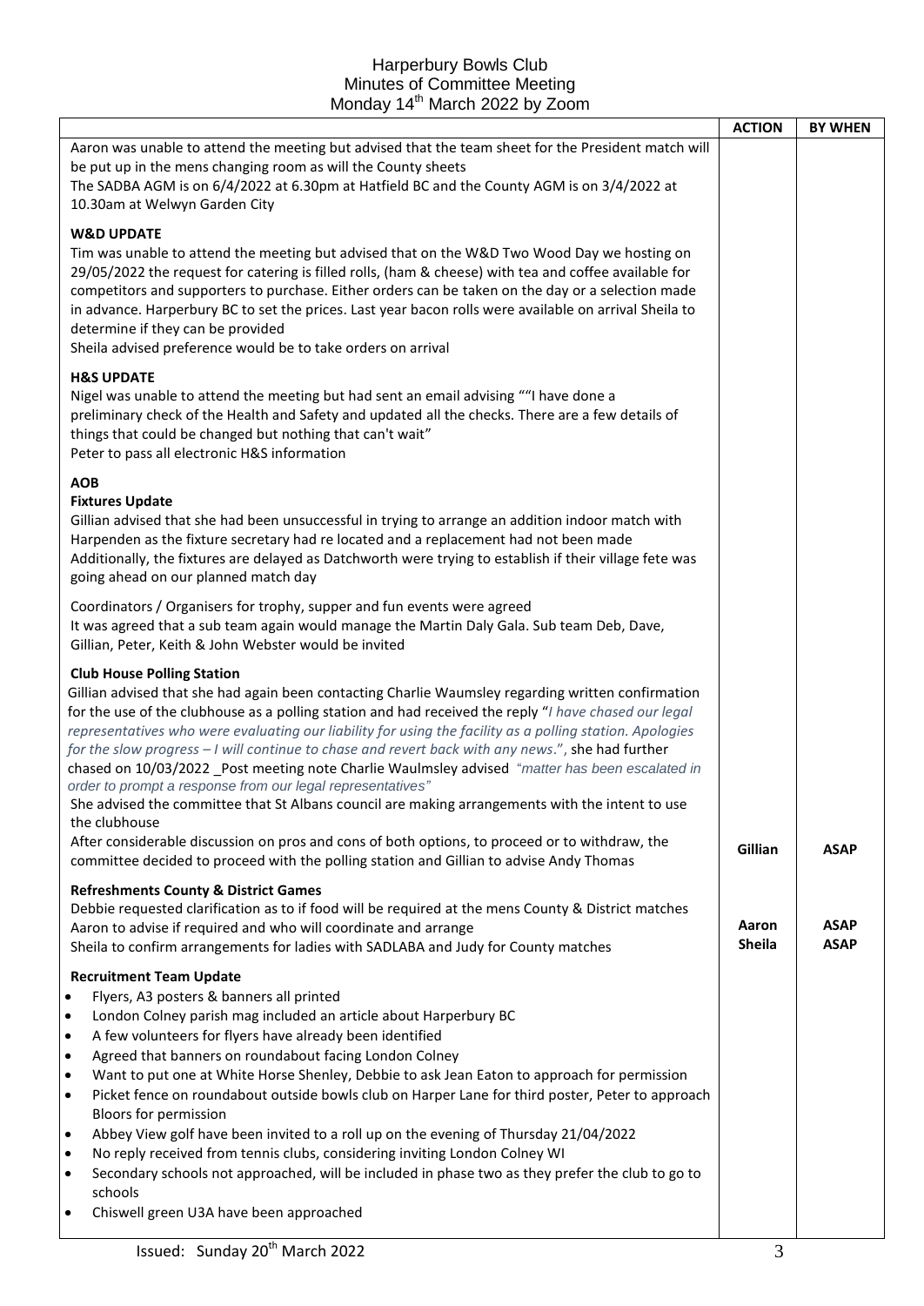# Harperbury Bowls Club
## Minutes of Committee Meeting
## Monday 14th March 2022 by Zoom

| | ACTION | BY WHEN |
|---|---|---|
| Aaron was unable to attend the meeting but advised that the team sheet for the President match will be put up in the mens changing room as will the County sheets<br>The SADBA AGM is on 6/4/2022 at 6.30pm at Hatfield BC and the County AGM is on 3/4/2022 at 10.30am at Welwyn Garden City | | |
| **W&D UPDATE**<br>Tim was unable to attend the meeting but advised that on the W&D Two Wood Day we hosting on 29/05/2022 the request for catering is filled rolls, (ham & cheese) with tea and coffee available for competitors and supporters to purchase. Either orders can be taken on the day or a selection made in advance. Harperbury BC to set the prices. Last year bacon rolls were available on arrival Sheila to determine if they can be provided<br>Sheila advised preference would be to take orders on arrival | | |
| **H&S UPDATE**<br>Nigel was unable to attend the meeting but had sent an email advising ""I have done a preliminary check of the Health and Safety and updated all the checks. There are a few details of things that could be changed but nothing that can't wait"<br>Peter to pass all electronic H&S information | | |
| **AOB**<br>**Fixtures Update**<br>Gillian advised that she had been unsuccessful in trying to arrange an addition indoor match with Harpenden as the fixture secretary had re located and a replacement had not been made<br>Additionally, the fixtures are delayed as Datchworth were trying to establish if their village fete was going ahead on our planned match day | | |
| Coordinators / Organisers for trophy, supper and fun events were agreed<br>It was agreed that a sub team again would manage the Martin Daly Gala. Sub team Deb, Dave, Gillian, Peter, Keith & John Webster would be invited | | |
| **Club House Polling Station**<br>Gillian advised that she had again been contacting Charlie Waumsley regarding written confirmation for the use of the clubhouse as a polling station and had received the reply "*I have chased our legal representatives who were evaluating our liability for using the facility as a polling station. Apologies for the slow progress – I will continue to chase and revert back with any news*.", she had further chased on 10/03/2022 _Post meeting note Charlie Waulmsley advised "*matter has been escalated in order to prompt a response from our legal representatives*"<br>She advised the committee that St Albans council are making arrangements with the intent to use the clubhouse<br>After considerable discussion on pros and cons of both options, to proceed or to withdraw, the committee decided to proceed with the polling station and Gillian to advise Andy Thomas | **Gillian** | **ASAP** |
| **Refreshments County & District Games**<br>Debbie requested clarification as to if food will be required at the mens County & District matches<br>Aaron to advise if required and who will coordinate and arrange<br>Sheila to confirm arrangements for ladies with SADLABA and Judy for County matches | **Aaron**<br>**Sheila** | **ASAP**<br>**ASAP** |
| **Recruitment Team Update**<br>• Flyers, A3 posters & banners all printed<br>• London Colney parish mag included an article about Harperbury BC<br>• A few volunteers for flyers have already been identified<br>• Agreed that banners on roundabout facing London Colney<br>• Want to put one at White Horse Shenley, Debbie to ask Jean Eaton to approach for permission<br>• Picket fence on roundabout outside bowls club on Harper Lane for third poster, Peter to approach Bloors for permission<br>• Abbey View golf have been invited to a roll up on the evening of Thursday 21/04/2022<br>• No reply received from tennis clubs, considering inviting London Colney WI<br>• Secondary schools not approached, will be included in phase two as they prefer the club to go to schools<br>• Chiswell green U3A have been approached | | |

Issued: Sunday 20th March 2022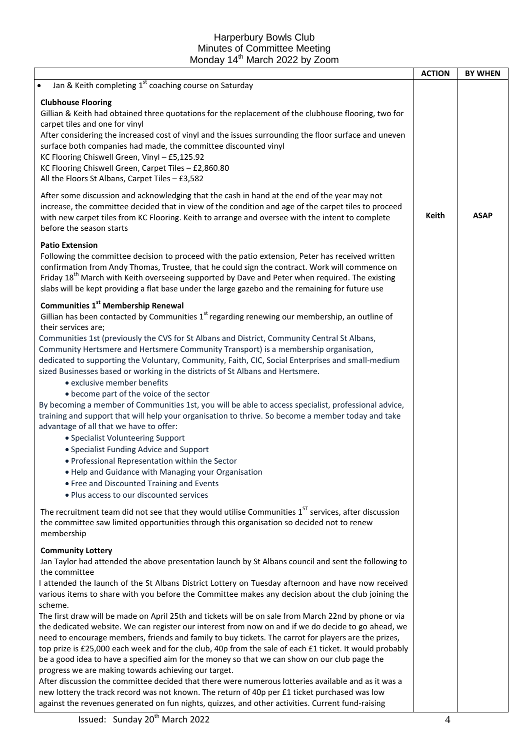# Harperbury Bowls Club
## Minutes of Committee Meeting
### Monday 14th March 2022 by Zoom

| | ACTION | BY WHEN |
|---|---|---|
| • Jan & Keith completing 1st coaching course on Saturday | | |
| **Clubhouse Flooring**<br>Gillian & Keith had obtained three quotations for the replacement of the clubhouse flooring, two for carpet tiles and one for vinyl<br>After considering the increased cost of vinyl and the issues surrounding the floor surface and uneven surface both companies had made, the committee discounted vinyl<br>KC Flooring Chiswell Green, Vinyl – £5,125.92<br>KC Flooring Chiswell Green, Carpet Tiles – £2,860.80<br>All the Floors St Albans, Carpet Tiles – £3,582<br><br>After some discussion and acknowledging that the cash in hand at the end of the year may not increase, the committee decided that in view of the condition and age of the carpet tiles to proceed with new carpet tiles from KC Flooring. Keith to arrange and oversee with the intent to complete before the season starts | **Keith** | **ASAP** |
| **Patio Extension**<br>Following the committee decision to proceed with the patio extension, Peter has received written confirmation from Andy Thomas, Trustee, that he could sign the contract. Work will commence on Friday 18th March with Keith overseeing supported by Dave and Peter when required. The existing slabs will be kept providing a flat base under the large gazebo and the remaining for future use | | |
| **Communities 1st Membership Renewal**<br>Gillian has been contacted by Communities 1st regarding renewing our membership, an outline of their services are;<br>Communities 1st (previously the CVS for St Albans and District, Community Central St Albans, Community Hertsmere and Hertsmere Community Transport) is a membership organisation, dedicated to supporting the Voluntary, Community, Faith, CIC, Social Enterprises and small-medium sized Businesses based or working in the districts of St Albans and Hertsmere.<br>• exclusive member benefits<br>• become part of the voice of the sector<br>By becoming a member of Communities 1st, you will be able to access specialist, professional advice, training and support that will help your organisation to thrive. So become a member today and take advantage of all that we have to offer:<br>• Specialist Volunteering Support<br>• Specialist Funding Advice and Support<br>• Professional Representation within the Sector<br>• Help and Guidance with Managing your Organisation<br>• Free and Discounted Training and Events<br>• Plus access to our discounted services<br><br>The recruitment team did not see that they would utilise Communities 1ST services, after discussion the committee saw limited opportunities through this organisation so decided not to renew membership | | |
| **Community Lottery**<br>Jan Taylor had attended the above presentation launch by St Albans council and sent the following to the committee<br>I attended the launch of the St Albans District Lottery on Tuesday afternoon and have now received various items to share with you before the Committee makes any decision about the club joining the scheme.<br>The first draw will be made on April 25th and tickets will be on sale from March 22nd by phone or via the dedicated website. We can register our interest from now on and if we do decide to go ahead, we need to encourage members, friends and family to buy tickets. The carrot for players are the prizes, top prize is £25,000 each week and for the club, 40p from the sale of each £1 ticket. It would probably be a good idea to have a specified aim for the money so that we can show on our club page the progress we are making towards achieving our target.<br>After discussion the committee decided that there were numerous lotteries available and as it was a new lottery the track record was not known. The return of 40p per £1 ticket purchased was low against the revenues generated on fun nights, quizzes, and other activities. Current fund-raising | | |

Issued: Sunday 20th March 2022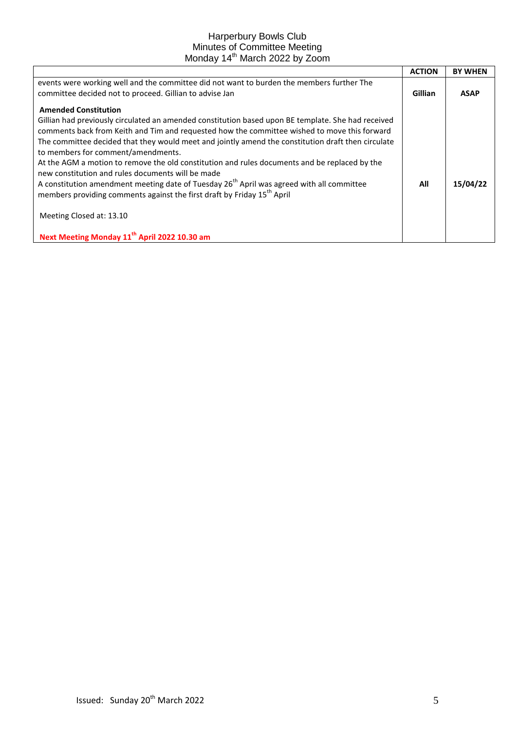| | ACTION | BY WHEN |
|---|---|---|
| events were working well and the committee did not want to burden the members further The committee decided not to proceed. Gillian to advise Jan | **Gillian** | **ASAP** |
| **Amended Constitution**<br>Gillian had previously circulated an amended constitution based upon BE template. She had received comments back from Keith and Tim and requested how the committee wished to move this forward The committee decided that they would meet and jointly amend the constitution draft then circulate to members for comment/amendments.<br>At the AGM a motion to remove the old constitution and rules documents and be replaced by the new constitution and rules documents will be made<br>A constitution amendment meeting date of Tuesday 26th April was agreed with all committee members providing comments against the first draft by Friday 15th April | **All** | **15/04/22** |
| Meeting Closed at: 13.10<br><br>**Next Meeting Monday 11th April 2022 10.30 am** | | |

Issued: Sunday 20th March 2022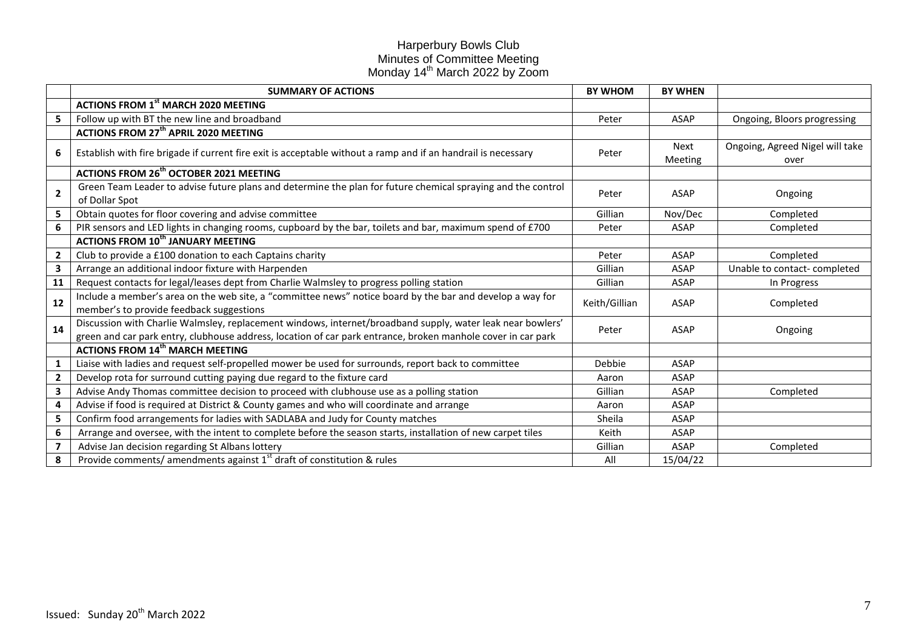# Harperbury Bowls Club
## Minutes of Committee Meeting
### Monday 14th March 2022 by Zoom

| | SUMMARY OF ACTIONS | BY WHOM | BY WHEN | |
|---|---|---|---|---|
| | **ACTIONS FROM 1st MARCH 2020 MEETING** | | | |
| 5 | Follow up with BT the new line and broadband | Peter | ASAP | Ongoing, Bloors progressing |
| | **ACTIONS FROM 27th APRIL 2020 MEETING** | | | |
| 6 | Establish with fire brigade if current fire exit is acceptable without a ramp and if an handrail is necessary | Peter | Next Meeting | Ongoing, Agreed Nigel will take over |
| | **ACTIONS FROM 26th OCTOBER 2021 MEETING** | | | |
| 2 | Green Team Leader to advise future plans and determine the plan for future chemical spraying and the control of Dollar Spot | Peter | ASAP | Ongoing |
| 5 | Obtain quotes for floor covering and advise committee | Gillian | Nov/Dec | Completed |
| 6 | PIR sensors and LED lights in changing rooms, cupboard by the bar, toilets and bar, maximum spend of £700 | Peter | ASAP | Completed |
| | **ACTIONS FROM 10th JANUARY MEETING** | | | |
| 2 | Club to provide a £100 donation to each Captains charity | Peter | ASAP | Completed |
| 3 | Arrange an additional indoor fixture with Harpenden | Gillian | ASAP | Unable to contact- completed |
| 11 | Request contacts for legal/leases dept from Charlie Walmsley to progress polling station | Gillian | ASAP | In Progress |
| 12 | Include a member's area on the web site, a "committee news" notice board by the bar and develop a way for member's to provide feedback suggestions | Keith/Gillian | ASAP | Completed |
| 14 | Discussion with Charlie Walmsley, replacement windows, internet/broadband supply, water leak near bowlers' green and car park entry, clubhouse address, location of car park entrance, broken manhole cover in car park | Peter | ASAP | Ongoing |
| | **ACTIONS FROM 14th MARCH MEETING** | | | |
| 1 | Liaise with ladies and request self-propelled mower be used for surrounds, report back to committee | Debbie | ASAP | |
| 2 | Develop rota for surround cutting paying due regard to the fixture card | Aaron | ASAP | |
| 3 | Advise Andy Thomas committee decision to proceed with clubhouse use as a polling station | Gillian | ASAP | Completed |
| 4 | Advise if food is required at District & County games and who will coordinate and arrange | Aaron | ASAP | |
| 5 | Confirm food arrangements for ladies with SADLABA and Judy for County matches | Sheila | ASAP | |
| 6 | Arrange and oversee, with the intent to complete before the season starts, installation of new carpet tiles | Keith | ASAP | |
| 7 | Advise Jan decision regarding St Albans lottery | Gillian | ASAP | Completed |
| 8 | Provide comments/ amendments against 1st draft of constitution & rules | All | 15/04/22 | |

Issued: Sunday 20th March 2022